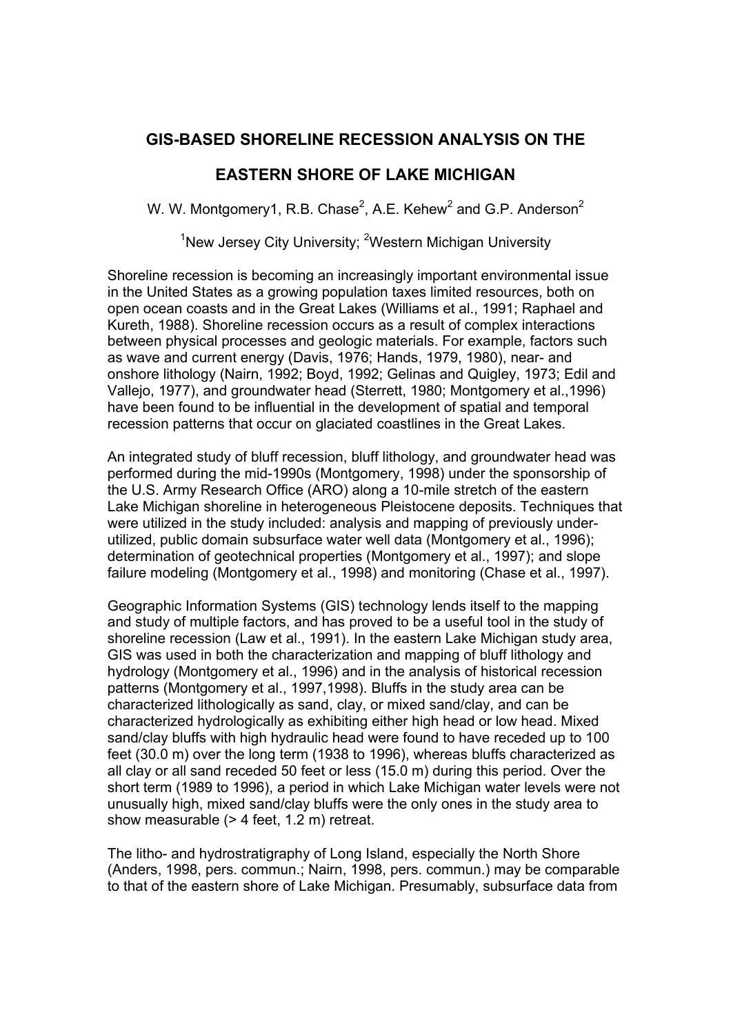# GIS-BASED SHORELINE RECESSION ANALYSIS ON THE EASTERN SHORE OF LAKE MICHIGAN

W. W. Montgomery1, R.B. Chase[2], A.E. Kehew[2] and G.P. Anderson[2]

[1]New Jersey City University; [2]Western Michigan University

Shoreline recession is becoming an increasingly important environmental issue in the United States as a growing population taxes limited resources, both on open ocean coasts and in the Great Lakes (Williams et al., 1991; Raphael and Kureth, 1988). Shoreline recession occurs as a result of complex interactions between physical processes and geologic materials. For example, factors such as wave and current energy (Davis, 1976; Hands, 1979, 1980), near- and onshore lithology (Nairn, 1992; Boyd, 1992; Gelinas and Quigley, 1973; Edil and Vallejo, 1977), and groundwater head (Sterrett, 1980; Montgomery et al.,1996) have been found to be influential in the development of spatial and temporal recession patterns that occur on glaciated coastlines in the Great Lakes.

An integrated study of bluff recession, bluff lithology, and groundwater head was performed during the mid-1990s (Montgomery, 1998) under the sponsorship of the U.S. Army Research Office (ARO) along a 10-mile stretch of the eastern Lake Michigan shoreline in heterogeneous Pleistocene deposits. Techniques that were utilized in the study included: analysis and mapping of previously under-utilized, public domain subsurface water well data (Montgomery et al., 1996); determination of geotechnical properties (Montgomery et al., 1997); and slope failure modeling (Montgomery et al., 1998) and monitoring (Chase et al., 1997).

Geographic Information Systems (GIS) technology lends itself to the mapping and study of multiple factors, and has proved to be a useful tool in the study of shoreline recession (Law et al., 1991). In the eastern Lake Michigan study area, GIS was used in both the characterization and mapping of bluff lithology and hydrology (Montgomery et al., 1996) and in the analysis of historical recession patterns (Montgomery et al., 1997,1998). Bluffs in the study area can be characterized lithologically as sand, clay, or mixed sand/clay, and can be characterized hydrologically as exhibiting either high head or low head. Mixed sand/clay bluffs with high hydraulic head were found to have receded up to 100 feet (30.0 m) over the long term (1938 to 1996), whereas bluffs characterized as all clay or all sand receded 50 feet or less (15.0 m) during this period. Over the short term (1989 to 1996), a period in which Lake Michigan water levels were not unusually high, mixed sand/clay bluffs were the only ones in the study area to show measurable (> 4 feet, 1.2 m) retreat.

The litho- and hydrostratigraphy of Long Island, especially the North Shore (Anders, 1998, pers. commun.; Nairn, 1998, pers. commun.) may be comparable to that of the eastern shore of Lake Michigan. Presumably, subsurface data from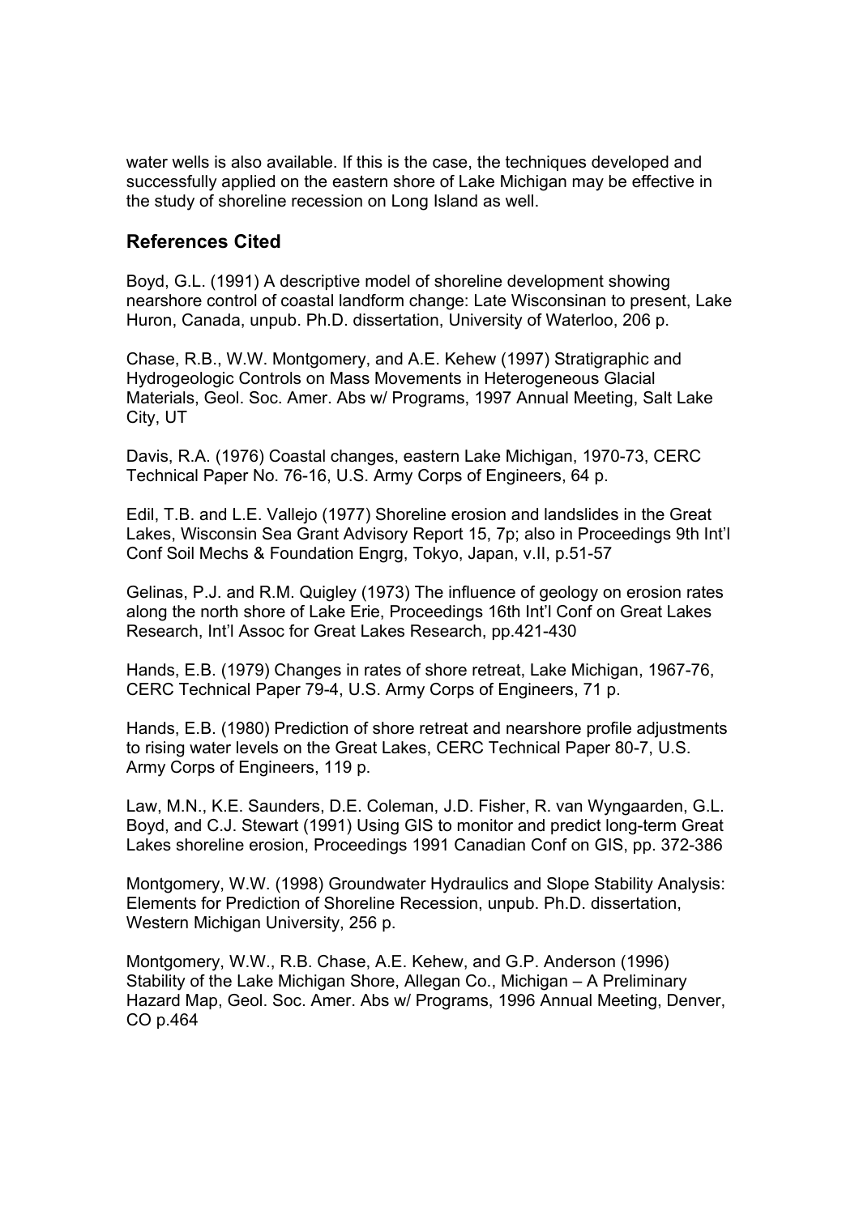water wells is also available. If this is the case, the techniques developed and successfully applied on the eastern shore of Lake Michigan may be effective in the study of shoreline recession on Long Island as well.

## References Cited

Boyd, G.L. (1991) A descriptive model of shoreline development showing nearshore control of coastal landform change: Late Wisconsinan to present, Lake Huron, Canada, unpub. Ph.D. dissertation, University of Waterloo, 206 p.

Chase, R.B., W.W. Montgomery, and A.E. Kehew (1997) Stratigraphic and Hydrogeologic Controls on Mass Movements in Heterogeneous Glacial Materials, Geol. Soc. Amer. Abs w/ Programs, 1997 Annual Meeting, Salt Lake City, UT

Davis, R.A. (1976) Coastal changes, eastern Lake Michigan, 1970-73, CERC Technical Paper No. 76-16, U.S. Army Corps of Engineers, 64 p.

Edil, T.B. and L.E. Vallejo (1977) Shoreline erosion and landslides in the Great Lakes, Wisconsin Sea Grant Advisory Report 15, 7p; also in Proceedings 9th Int'l Conf Soil Mechs & Foundation Engrg, Tokyo, Japan, v.II, p.51-57

Gelinas, P.J. and R.M. Quigley (1973) The influence of geology on erosion rates along the north shore of Lake Erie, Proceedings 16th Int'l Conf on Great Lakes Research, Int'l Assoc for Great Lakes Research, pp.421-430

Hands, E.B. (1979) Changes in rates of shore retreat, Lake Michigan, 1967-76, CERC Technical Paper 79-4, U.S. Army Corps of Engineers, 71 p.

Hands, E.B. (1980) Prediction of shore retreat and nearshore profile adjustments to rising water levels on the Great Lakes, CERC Technical Paper 80-7, U.S. Army Corps of Engineers, 119 p.

Law, M.N., K.E. Saunders, D.E. Coleman, J.D. Fisher, R. van Wyngaarden, G.L. Boyd, and C.J. Stewart (1991) Using GIS to monitor and predict long-term Great Lakes shoreline erosion, Proceedings 1991 Canadian Conf on GIS, pp. 372-386

Montgomery, W.W. (1998) Groundwater Hydraulics and Slope Stability Analysis: Elements for Prediction of Shoreline Recession, unpub. Ph.D. dissertation, Western Michigan University, 256 p.

Montgomery, W.W., R.B. Chase, A.E. Kehew, and G.P. Anderson (1996) Stability of the Lake Michigan Shore, Allegan Co., Michigan – A Preliminary Hazard Map, Geol. Soc. Amer. Abs w/ Programs, 1996 Annual Meeting, Denver, CO p.464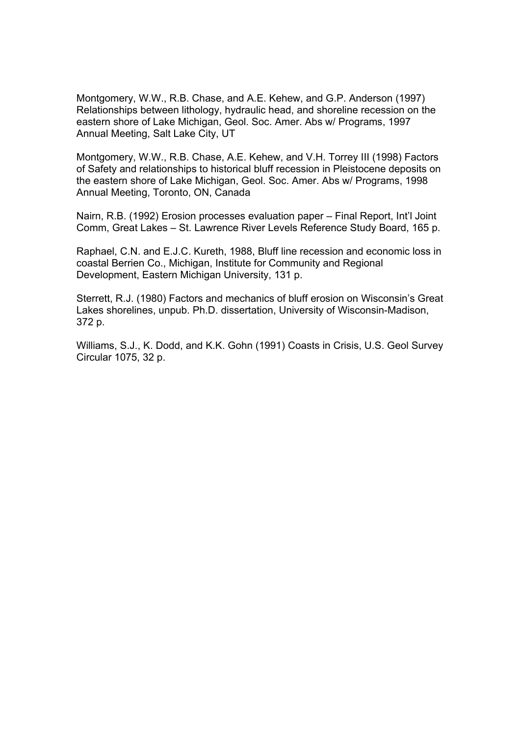Montgomery, W.W., R.B. Chase, and A.E. Kehew, and G.P. Anderson (1997) Relationships between lithology, hydraulic head, and shoreline recession on the eastern shore of Lake Michigan, Geol. Soc. Amer. Abs w/ Programs, 1997 Annual Meeting, Salt Lake City, UT

Montgomery, W.W., R.B. Chase, A.E. Kehew, and V.H. Torrey III (1998) Factors of Safety and relationships to historical bluff recession in Pleistocene deposits on the eastern shore of Lake Michigan, Geol. Soc. Amer. Abs w/ Programs, 1998 Annual Meeting, Toronto, ON, Canada

Nairn, R.B. (1992) Erosion processes evaluation paper – Final Report, Int'l Joint Comm, Great Lakes – St. Lawrence River Levels Reference Study Board, 165 p.

Raphael, C.N. and E.J.C. Kureth, 1988, Bluff line recession and economic loss in coastal Berrien Co., Michigan, Institute for Community and Regional Development, Eastern Michigan University, 131 p.

Sterrett, R.J. (1980) Factors and mechanics of bluff erosion on Wisconsin's Great Lakes shorelines, unpub. Ph.D. dissertation, University of Wisconsin-Madison, 372 p.

Williams, S.J., K. Dodd, and K.K. Gohn (1991) Coasts in Crisis, U.S. Geol Survey Circular 1075, 32 p.